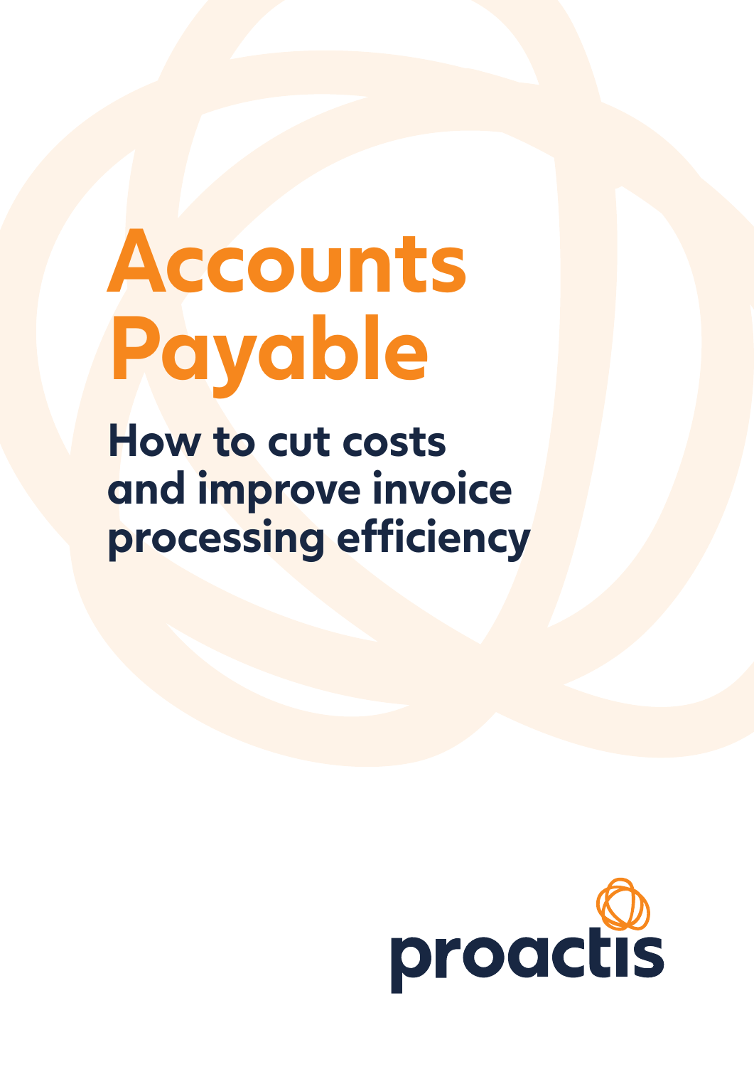# Accounts Payable

## How to cut costs and improve invoice processing efficiency

proactis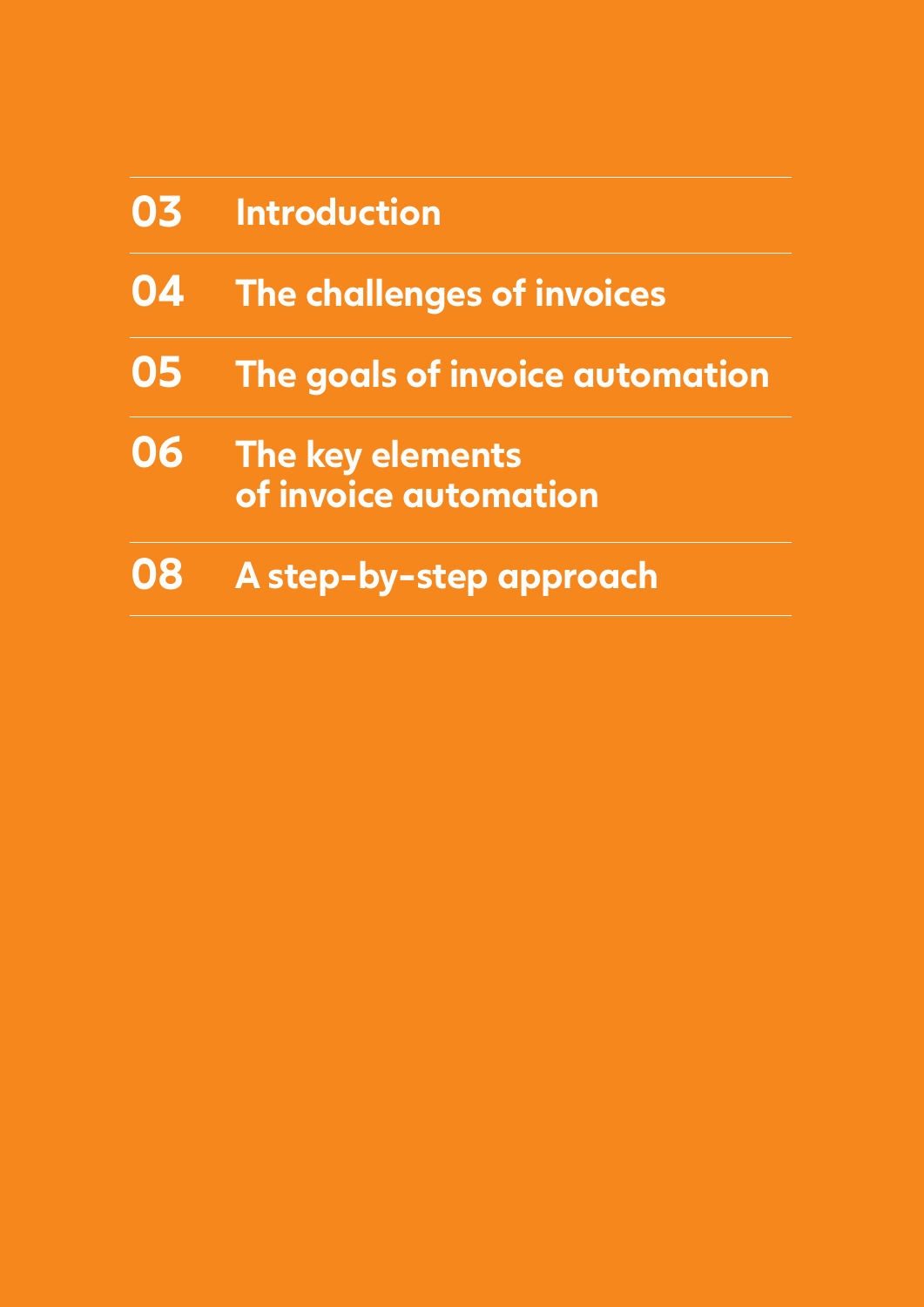| | |
|---|---|
| 03 | Introduction |
| 04 | The challenges of invoices |
| 05 | The goals of invoice automation |
| 06 | The key elements of invoice automation |
| 08 | A step-by-step approach |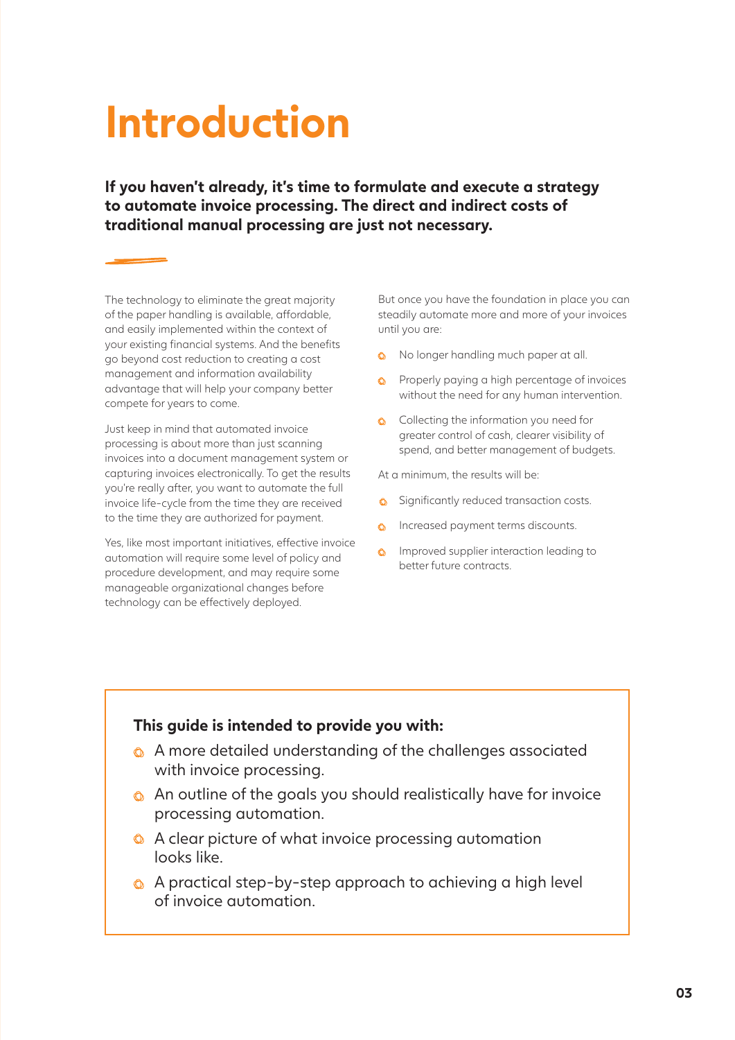# Introduction

**If you haven't already, it's time to formulate and execute a strategy to automate invoice processing. The direct and indirect costs of traditional manual processing are just not necessary.**

The technology to eliminate the great majority of the paper handling is available, affordable, and easily implemented within the context of your existing financial systems. And the benefits go beyond cost reduction to creating a cost management and information availability advantage that will help your company better compete for years to come.

Just keep in mind that automated invoice processing is about more than just scanning invoices into a document management system or capturing invoices electronically. To get the results you're really after, you want to automate the full invoice life-cycle from the time they are received to the time they are authorized for payment.

Yes, like most important initiatives, effective invoice automation will require some level of policy and procedure development, and may require some manageable organizational changes before technology can be effectively deployed.

But once you have the foundation in place you can steadily automate more and more of your invoices until you are:

- No longer handling much paper at all.
- Properly paying a high percentage of invoices without the need for any human intervention.
- Collecting the information you need for greater control of cash, clearer visibility of spend, and better management of budgets.

At a minimum, the results will be:

- Significantly reduced transaction costs.
- Increased payment terms discounts.
- Improved supplier interaction leading to better future contracts.

**This guide is intended to provide you with:**

- A more detailed understanding of the challenges associated with invoice processing.
- An outline of the goals you should realistically have for invoice processing automation.
- A clear picture of what invoice processing automation looks like.
- A practical step-by-step approach to achieving a high level of invoice automation.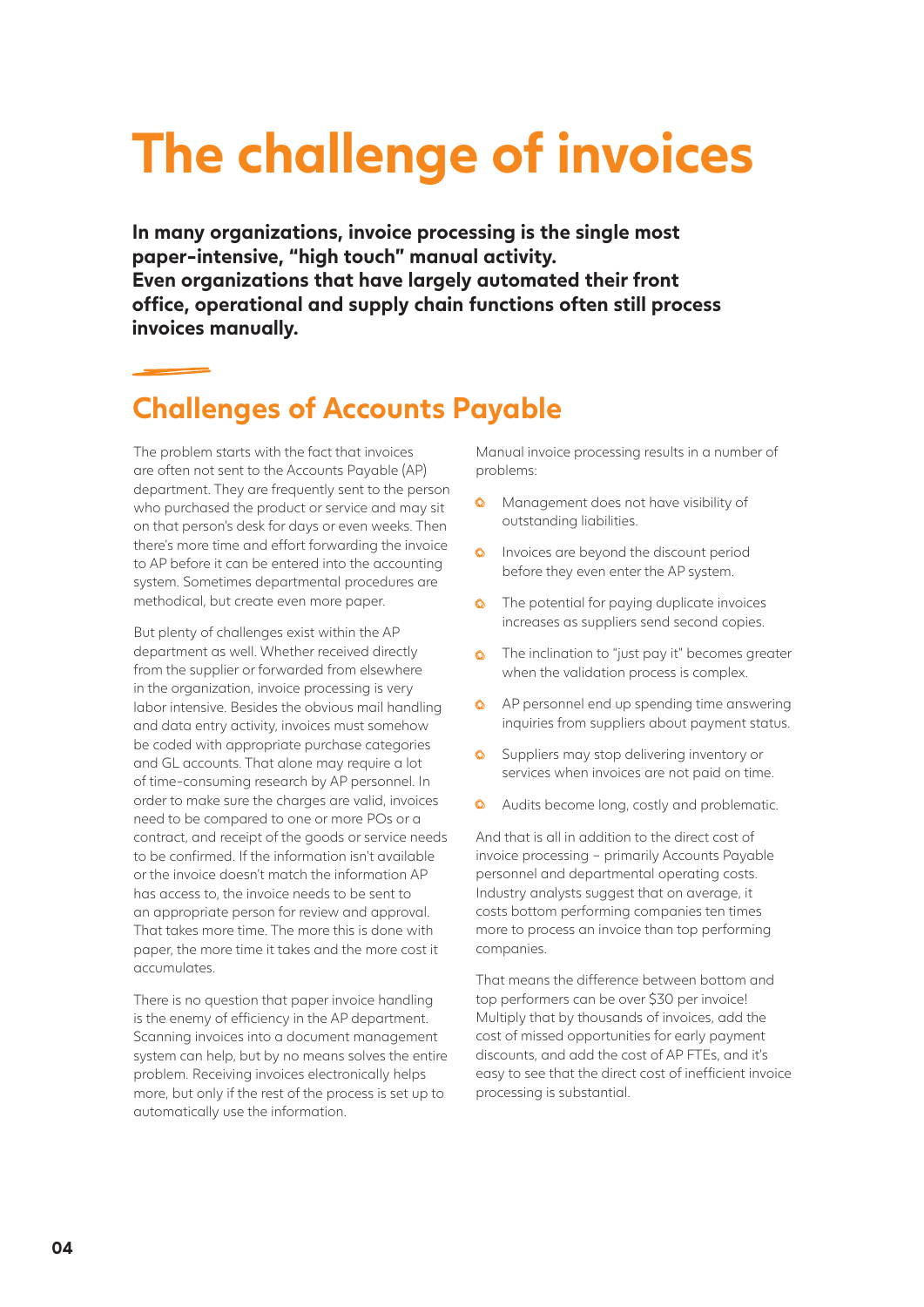# The challenge of invoices

**In many organizations, invoice processing is the single most paper-intensive, "high touch" manual activity.**
**Even organizations that have largely automated their front office, operational and supply chain functions often still process invoices manually.**

## Challenges of Accounts Payable

The problem starts with the fact that invoices are often not sent to the Accounts Payable (AP) department. They are frequently sent to the person who purchased the product or service and may sit on that person's desk for days or even weeks. Then there's more time and effort forwarding the invoice to AP before it can be entered into the accounting system. Sometimes departmental procedures are methodical, but create even more paper.

But plenty of challenges exist within the AP department as well. Whether received directly from the supplier or forwarded from elsewhere in the organization, invoice processing is very labor intensive. Besides the obvious mail handling and data entry activity, invoices must somehow be coded with appropriate purchase categories and GL accounts. That alone may require a lot of time-consuming research by AP personnel. In order to make sure the charges are valid, invoices need to be compared to one or more POs or a contract, and receipt of the goods or service needs to be confirmed. If the information isn't available or the invoice doesn't match the information AP has access to, the invoice needs to be sent to an appropriate person for review and approval. That takes more time. The more this is done with paper, the more time it takes and the more cost it accumulates.

There is no question that paper invoice handling is the enemy of efficiency in the AP department. Scanning invoices into a document management system can help, but by no means solves the entire problem. Receiving invoices electronically helps more, but only if the rest of the process is set up to automatically use the information.

Manual invoice processing results in a number of problems:

- Management does not have visibility of outstanding liabilities.
- Invoices are beyond the discount period before they even enter the AP system.
- The potential for paying duplicate invoices increases as suppliers send second copies.
- The inclination to "just pay it" becomes greater when the validation process is complex.
- AP personnel end up spending time answering inquiries from suppliers about payment status.
- Suppliers may stop delivering inventory or services when invoices are not paid on time.
- Audits become long, costly and problematic.

And that is all in addition to the direct cost of invoice processing – primarily Accounts Payable personnel and departmental operating costs. Industry analysts suggest that on average, it costs bottom performing companies ten times more to process an invoice than top performing companies.

That means the difference between bottom and top performers can be over $30 per invoice! Multiply that by thousands of invoices, add the cost of missed opportunities for early payment discounts, and add the cost of AP FTEs, and it's easy to see that the direct cost of inefficient invoice processing is substantial.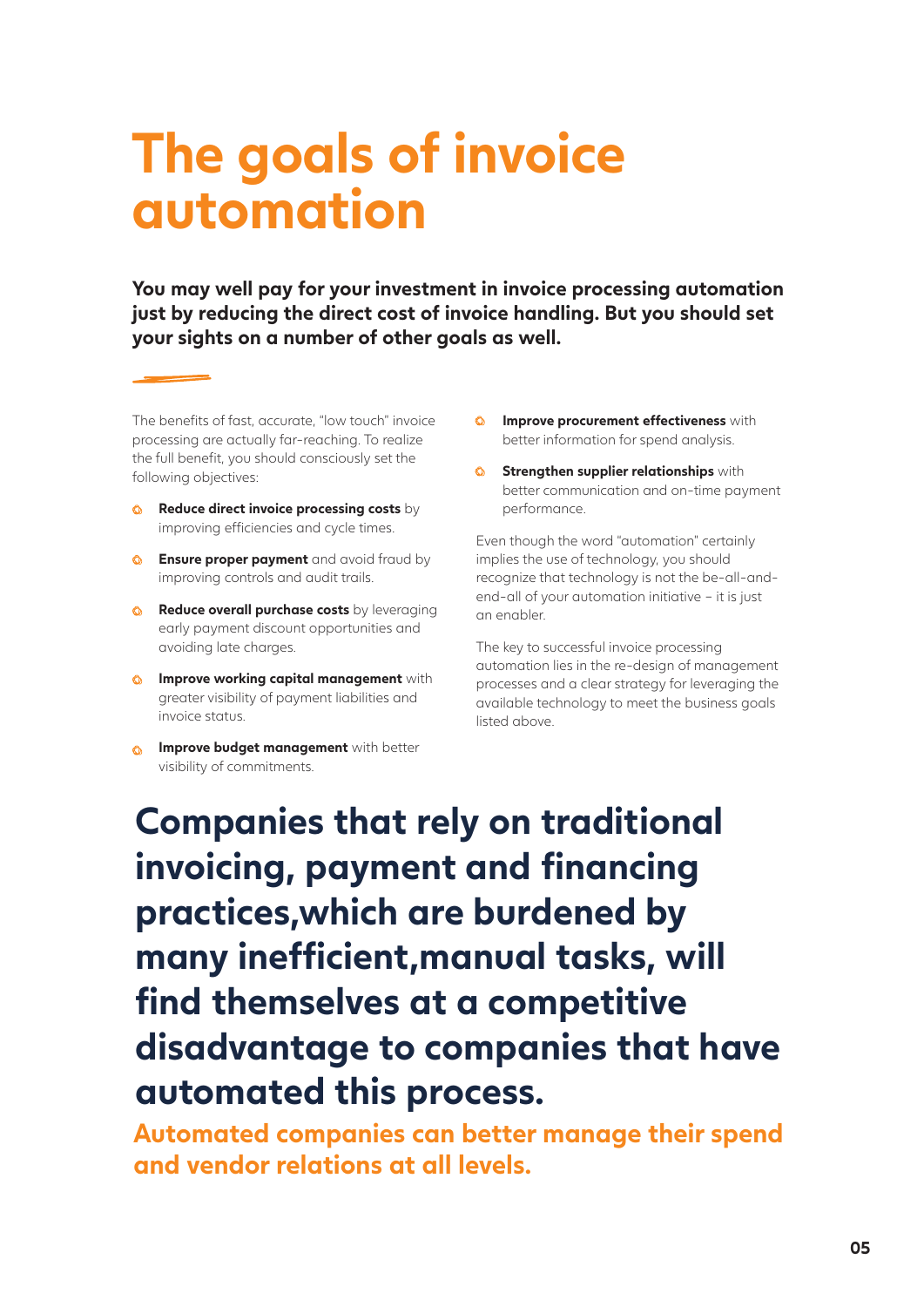# The goals of invoice automation

**You may well pay for your investment in invoice processing automation just by reducing the direct cost of invoice handling. But you should set your sights on a number of other goals as well.**

The benefits of fast, accurate, "low touch" invoice processing are actually far-reaching. To realize the full benefit, you should consciously set the following objectives:

- **Reduce direct invoice processing costs** by improving efficiencies and cycle times.
- **Ensure proper payment** and avoid fraud by improving controls and audit trails.
- **Reduce overall purchase costs** by leveraging early payment discount opportunities and avoiding late charges.
- **Improve working capital management** with greater visibility of payment liabilities and invoice status.
- **Improve budget management** with better visibility of commitments.
- **Improve procurement effectiveness** with better information for spend analysis.
- **Strengthen supplier relationships** with better communication and on-time payment performance.

Even though the word "automation" certainly implies the use of technology, you should recognize that technology is not the be-all-and-end-all of your automation initiative – it is just an enabler.

The key to successful invoice processing automation lies in the re-design of management processes and a clear strategy for leveraging the available technology to meet the business goals listed above.

## Companies that rely on traditional invoicing, payment and financing practices,which are burdened by many inefficient,manual tasks, will find themselves at a competitive disadvantage to companies that have automated this process.

**Automated companies can better manage their spend and vendor relations at all levels.**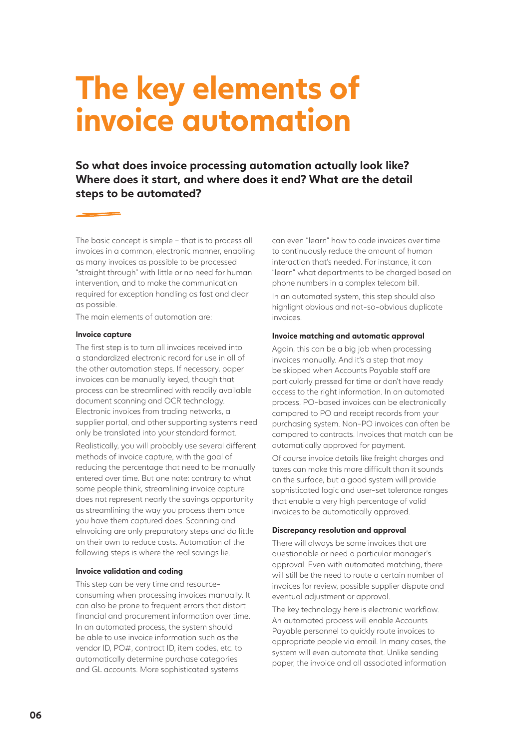# The key elements of invoice automation

**So what does invoice processing automation actually look like? Where does it start, and where does it end? What are the detail steps to be automated?**

The basic concept is simple – that is to process all invoices in a common, electronic manner, enabling as many invoices as possible to be processed "straight through" with little or no need for human intervention, and to make the communication required for exception handling as fast and clear as possible.

The main elements of automation are:

#### Invoice capture

The first step is to turn all invoices received into a standardized electronic record for use in all of the other automation steps. If necessary, paper invoices can be manually keyed, though that process can be streamlined with readily available document scanning and OCR technology. Electronic invoices from trading networks, a supplier portal, and other supporting systems need only be translated into your standard format.

Realistically, you will probably use several different methods of invoice capture, with the goal of reducing the percentage that need to be manually entered over time. But one note: contrary to what some people think, streamlining invoice capture does not represent nearly the savings opportunity as streamlining the way you process them once you have them captured does. Scanning and eInvoicing are only preparatory steps and do little on their own to reduce costs. Automation of the following steps is where the real savings lie.

#### Invoice validation and coding

This step can be very time and resource-consuming when processing invoices manually. It can also be prone to frequent errors that distort financial and procurement information over time. In an automated process, the system should be able to use invoice information such as the vendor ID, PO#, contract ID, item codes, etc. to automatically determine purchase categories and GL accounts. More sophisticated systems can even "learn" how to code invoices over time to continuously reduce the amount of human interaction that's needed. For instance, it can "learn" what departments to be charged based on phone numbers in a complex telecom bill.

In an automated system, this step should also highlight obvious and not-so-obvious duplicate invoices.

#### Invoice matching and automatic approval

Again, this can be a big job when processing invoices manually. And it's a step that may be skipped when Accounts Payable staff are particularly pressed for time or don't have ready access to the right information. In an automated process, PO-based invoices can be electronically compared to PO and receipt records from your purchasing system. Non-PO invoices can often be compared to contracts. Invoices that match can be automatically approved for payment.

Of course invoice details like freight charges and taxes can make this more difficult than it sounds on the surface, but a good system will provide sophisticated logic and user-set tolerance ranges that enable a very high percentage of valid invoices to be automatically approved.

#### Discrepancy resolution and approval

There will always be some invoices that are questionable or need a particular manager's approval. Even with automated matching, there will still be the need to route a certain number of invoices for review, possible supplier dispute and eventual adjustment or approval.

The key technology here is electronic workflow. An automated process will enable Accounts Payable personnel to quickly route invoices to appropriate people via email. In many cases, the system will even automate that. Unlike sending paper, the invoice and all associated information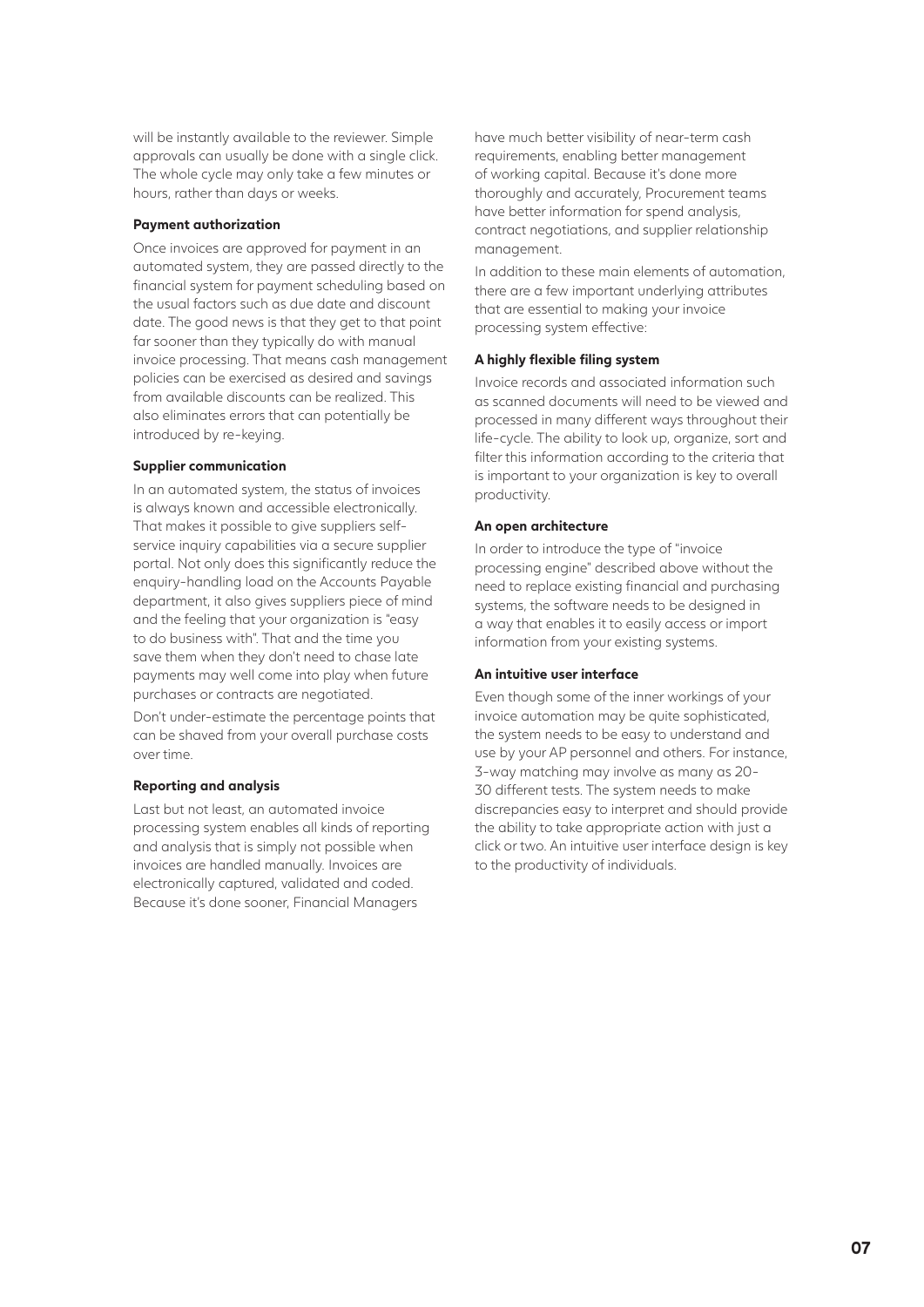will be instantly available to the reviewer. Simple approvals can usually be done with a single click. The whole cycle may only take a few minutes or hours, rather than days or weeks.

**Payment authorization**

Once invoices are approved for payment in an automated system, they are passed directly to the financial system for payment scheduling based on the usual factors such as due date and discount date. The good news is that they get to that point far sooner than they typically do with manual invoice processing. That means cash management policies can be exercised as desired and savings from available discounts can be realized. This also eliminates errors that can potentially be introduced by re-keying.

**Supplier communication**

In an automated system, the status of invoices is always known and accessible electronically. That makes it possible to give suppliers self-service inquiry capabilities via a secure supplier portal. Not only does this significantly reduce the enquiry-handling load on the Accounts Payable department, it also gives suppliers piece of mind and the feeling that your organization is "easy to do business with". That and the time you save them when they don't need to chase late payments may well come into play when future purchases or contracts are negotiated.

Don't under-estimate the percentage points that can be shaved from your overall purchase costs over time.

**Reporting and analysis**

Last but not least, an automated invoice processing system enables all kinds of reporting and analysis that is simply not possible when invoices are handled manually. Invoices are electronically captured, validated and coded. Because it's done sooner, Financial Managers have much better visibility of near-term cash requirements, enabling better management of working capital. Because it's done more thoroughly and accurately, Procurement teams have better information for spend analysis, contract negotiations, and supplier relationship management.

In addition to these main elements of automation, there are a few important underlying attributes that are essential to making your invoice processing system effective:

**A highly flexible filing system**

Invoice records and associated information such as scanned documents will need to be viewed and processed in many different ways throughout their life-cycle. The ability to look up, organize, sort and filter this information according to the criteria that is important to your organization is key to overall productivity.

**An open architecture**

In order to introduce the type of "invoice processing engine" described above without the need to replace existing financial and purchasing systems, the software needs to be designed in a way that enables it to easily access or import information from your existing systems.

**An intuitive user interface**

Even though some of the inner workings of your invoice automation may be quite sophisticated, the system needs to be easy to understand and use by your AP personnel and others. For instance, 3-way matching may involve as many as 20-30 different tests. The system needs to make discrepancies easy to interpret and should provide the ability to take appropriate action with just a click or two. An intuitive user interface design is key to the productivity of individuals.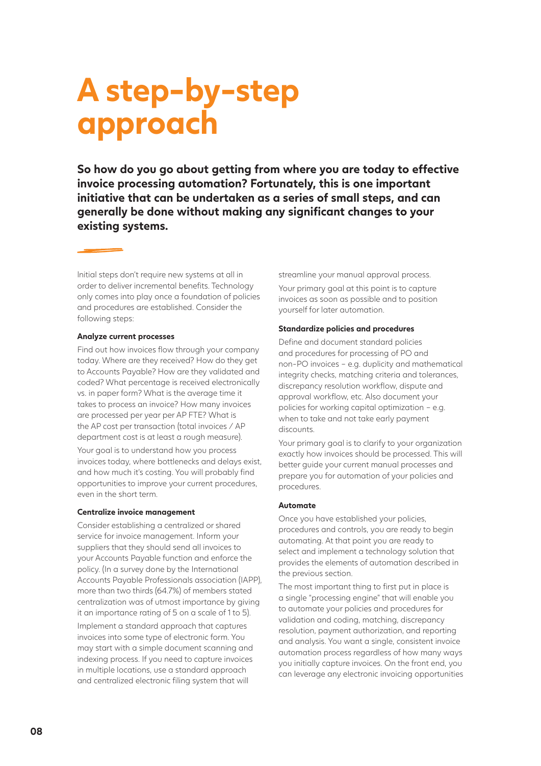# A step-by-step approach

**So how do you go about getting from where you are today to effective invoice processing automation? Fortunately, this is one important initiative that can be undertaken as a series of small steps, and can generally be done without making any significant changes to your existing systems.**

Initial steps don't require new systems at all in order to deliver incremental benefits. Technology only comes into play once a foundation of policies and procedures are established. Consider the following steps:

#### Analyze current processes

Find out how invoices flow through your company today. Where are they received? How do they get to Accounts Payable? How are they validated and coded? What percentage is received electronically vs. in paper form? What is the average time it takes to process an invoice? How many invoices are processed per year per AP FTE? What is the AP cost per transaction (total invoices / AP department cost is at least a rough measure).

Your goal is to understand how you process invoices today, where bottlenecks and delays exist, and how much it's costing. You will probably find opportunities to improve your current procedures, even in the short term.

#### Centralize invoice management

Consider establishing a centralized or shared service for invoice management. Inform your suppliers that they should send all invoices to your Accounts Payable function and enforce the policy. (In a survey done by the International Accounts Payable Professionals association (IAPP), more than two thirds (64.7%) of members stated centralization was of utmost importance by giving it an importance rating of 5 on a scale of 1 to 5).

Implement a standard approach that captures invoices into some type of electronic form. You may start with a simple document scanning and indexing process. If you need to capture invoices in multiple locations, use a standard approach and centralized electronic filing system that will streamline your manual approval process.

Your primary goal at this point is to capture invoices as soon as possible and to position yourself for later automation.

#### Standardize policies and procedures

Define and document standard policies and procedures for processing of PO and non-PO invoices – e.g. duplicity and mathematical integrity checks, matching criteria and tolerances, discrepancy resolution workflow, dispute and approval workflow, etc. Also document your policies for working capital optimization – e.g. when to take and not take early payment discounts.

Your primary goal is to clarify to your organization exactly how invoices should be processed. This will better guide your current manual processes and prepare you for automation of your policies and procedures.

#### Automate

Once you have established your policies, procedures and controls, you are ready to begin automating. At that point you are ready to select and implement a technology solution that provides the elements of automation described in the previous section.

The most important thing to first put in place is a single "processing engine" that will enable you to automate your policies and procedures for validation and coding, matching, discrepancy resolution, payment authorization, and reporting and analysis. You want a single, consistent invoice automation process regardless of how many ways you initially capture invoices. On the front end, you can leverage any electronic invoicing opportunities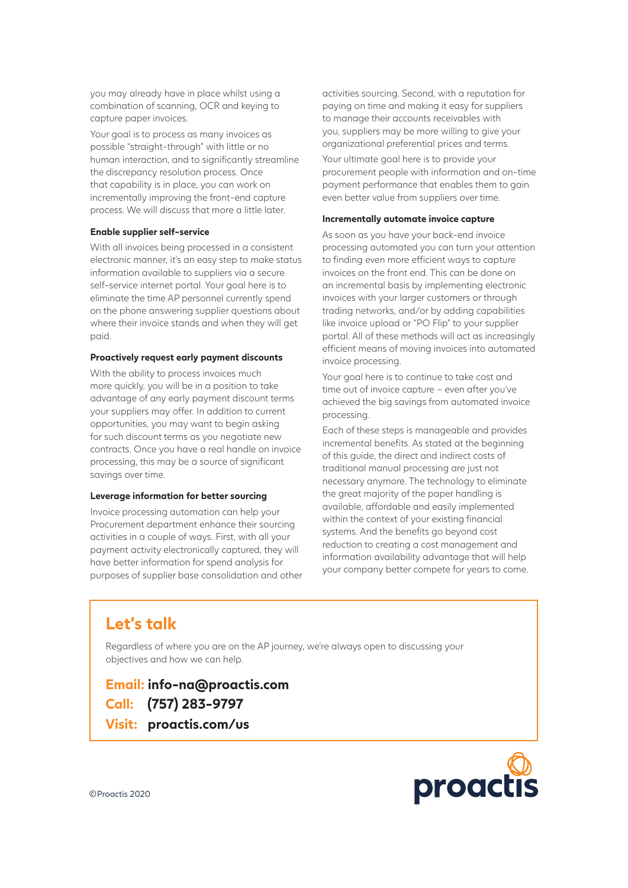you may already have in place whilst using a combination of scanning, OCR and keying to capture paper invoices.

Your goal is to process as many invoices as possible "straight-through" with little or no human interaction, and to significantly streamline the discrepancy resolution process. Once that capability is in place, you can work on incrementally improving the front-end capture process. We will discuss that more a little later.

### Enable supplier self-service

With all invoices being processed in a consistent electronic manner, it's an easy step to make status information available to suppliers via a secure self-service internet portal. Your goal here is to eliminate the time AP personnel currently spend on the phone answering supplier questions about where their invoice stands and when they will get paid.

### Proactively request early payment discounts

With the ability to process invoices much more quickly, you will be in a position to take advantage of any early payment discount terms your suppliers may offer. In addition to current opportunities, you may want to begin asking for such discount terms as you negotiate new contracts. Once you have a real handle on invoice processing, this may be a source of significant savings over time.

### Leverage information for better sourcing

Invoice processing automation can help your Procurement department enhance their sourcing activities in a couple of ways. First, with all your payment activity electronically captured, they will have better information for spend analysis for purposes of supplier base consolidation and other activities sourcing. Second, with a reputation for paying on time and making it easy for suppliers to manage their accounts receivables with you, suppliers may be more willing to give your organizational preferential prices and terms.

Your ultimate goal here is to provide your procurement people with information and on-time payment performance that enables them to gain even better value from suppliers over time.

### Incrementally automate invoice capture

As soon as you have your back-end invoice processing automated you can turn your attention to finding even more efficient ways to capture invoices on the front end. This can be done on an incremental basis by implementing electronic invoices with your larger customers or through trading networks, and/or by adding capabilities like invoice upload or "PO Flip" to your supplier portal. All of these methods will act as increasingly efficient means of moving invoices into automated invoice processing.

Your goal here is to continue to take cost and time out of invoice capture – even after you've achieved the big savings from automated invoice processing.

Each of these steps is manageable and provides incremental benefits. As stated at the beginning of this guide, the direct and indirect costs of traditional manual processing are just not necessary anymore. The technology to eliminate the great majority of the paper handling is available, affordable and easily implemented within the context of your existing financial systems. And the benefits go beyond cost reduction to creating a cost management and information availability advantage that will help your company better compete for years to come.

## Let's talk

Regardless of where you are on the AP journey, we're always open to discussing your objectives and how we can help.

**Email:** **info-na@proactis.com**
**Call:** **(757) 283-9797**
**Visit:** **proactis.com/us**

©Proactis 2020

proactis